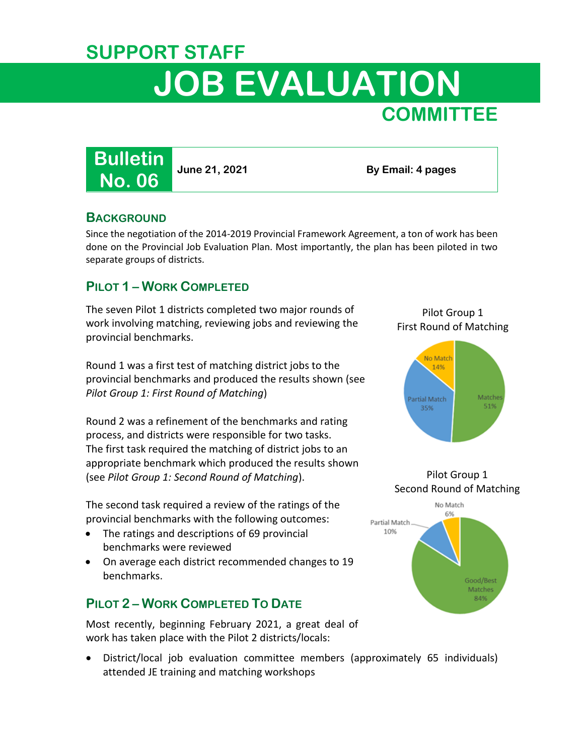# SUPPORT STAFF JOB EVALUATION COMMITTEE

**Bulletin No. 06** | **June 21, 2021** | **By Email: 4 pages**

## Background

Since the negotiation of the 2014-2019 Provincial Framework Agreement, a ton of work has been done on the Provincial Job Evaluation Plan. Most importantly, the plan has been piloted in two separate groups of districts.

## Pilot 1 – Work Completed

The seven Pilot 1 districts completed two major rounds of work involving matching, reviewing jobs and reviewing the provincial benchmarks.

Round 1 was a first test of matching district jobs to the provincial benchmarks and produced the results shown (see *Pilot Group 1: First Round of Matching*)

Pilot Group 1
First Round of Matching

No Match 14%
Partial Match 35%
Matches 51%

Round 2 was a refinement of the benchmarks and rating process, and districts were responsible for two tasks. The first task required the matching of district jobs to an appropriate benchmark which produced the results shown (see *Pilot Group 1: Second Round of Matching*).

Pilot Group 1
Second Round of Matching

No Match 6%
Partial Match 10%
Good/Best Matches 84%

The second task required a review of the ratings of the provincial benchmarks with the following outcomes:

- The ratings and descriptions of 69 provincial benchmarks were reviewed
- On average each district recommended changes to 19 benchmarks.

## Pilot 2 – Work Completed To Date

Most recently, beginning February 2021, a great deal of work has taken place with the Pilot 2 districts/locals:

- District/local job evaluation committee members (approximately 65 individuals) attended JE training and matching workshops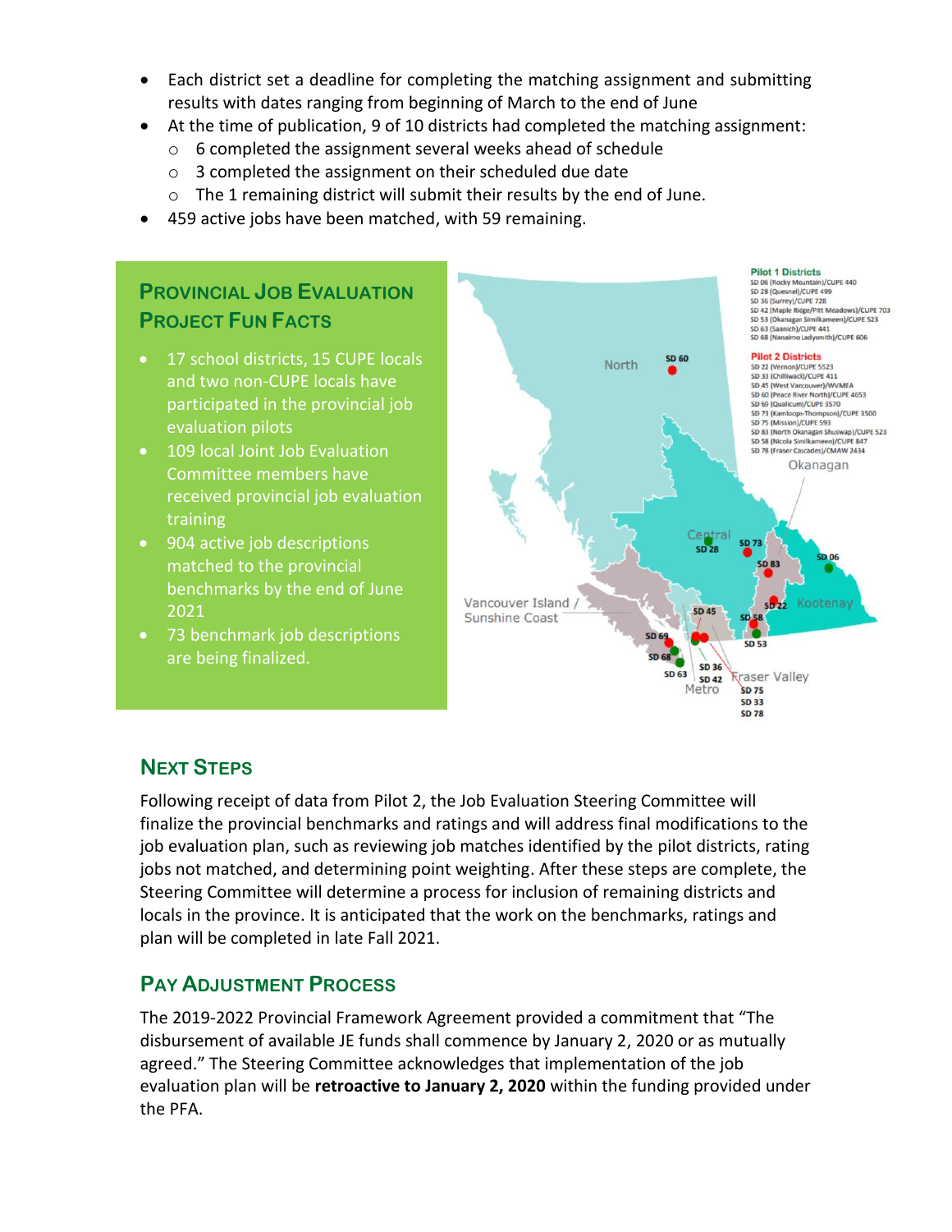- Each district set a deadline for completing the matching assignment and submitting results with dates ranging from beginning of March to the end of June
- At the time of publication, 9 of 10 districts had completed the matching assignment:
  - 6 completed the assignment several weeks ahead of schedule
  - 3 completed the assignment on their scheduled due date
  - The 1 remaining district will submit their results by the end of June.
- 459 active jobs have been matched, with 59 remaining.

## Provincial Job Evaluation Project Fun Facts

- 17 school districts, 15 CUPE locals and two non-CUPE locals have participated in the provincial job evaluation pilots
- 109 local Joint Job Evaluation Committee members have received provincial job evaluation training
- 904 active job descriptions matched to the provincial benchmarks by the end of June 2021
- 73 benchmark job descriptions are being finalized.

**Pilot 1 Districts**
SD 06 (Rocky Mountain)/CUPE 440
SD 28 (Quesnel)/CUPE 499
SD 36 (Surrey)/CUPE 728
SD 42 (Maple Ridge/Pitt Meadows)/CUPE 703
SD 53 (Okanagan Similkameen)/CUPE 523
SD 63 (Saanich)/CUPE 441
SD 68 (Nanaimo Ladysmith)/CUPE 606

**Pilot 2 Districts**
SD 22 (Vernon)/CUPE 5523
SD 33 (Chilliwack)/CUPE 411
SD 45 (West Vancouver)/WVMEA
SD 60 (Peace River North)/CUPE 4653
SD 69 (Qualicum)/CUPE 3570
SD 73 (Kamloops-Thompson)/CUPE 3500
SD 75 (Mission)/CUPE 593
SD 83 (North Okanagan Shuswap)/CUPE 523
SD 58 (Nicola Similkameen)/CUPE 847
SD 78 (Fraser Cascades)/CMAW 2434

North
SD 60
Okanagan
Central
SD 28
SD 73
SD 83
SD 06
Kootenay
SD 22
SD 58
SD 53
Vancouver Island / Sunshine Coast
SD 45
SD 69
SD 68
SD 63
SD 36
SD 42
Metro
Fraser Valley
SD 75
SD 33
SD 78

## Next Steps

Following receipt of data from Pilot 2, the Job Evaluation Steering Committee will finalize the provincial benchmarks and ratings and will address final modifications to the job evaluation plan, such as reviewing job matches identified by the pilot districts, rating jobs not matched, and determining point weighting. After these steps are complete, the Steering Committee will determine a process for inclusion of remaining districts and locals in the province. It is anticipated that the work on the benchmarks, ratings and plan will be completed in late Fall 2021.

## Pay Adjustment Process

The 2019-2022 Provincial Framework Agreement provided a commitment that "The disbursement of available JE funds shall commence by January 2, 2020 or as mutually agreed." The Steering Committee acknowledges that implementation of the job evaluation plan will be **retroactive to January 2, 2020** within the funding provided under the PFA.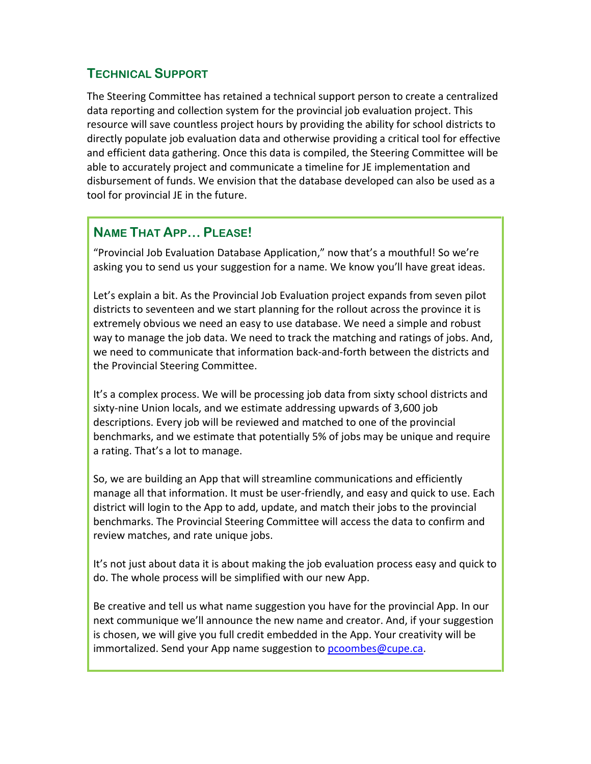## Technical Support

The Steering Committee has retained a technical support person to create a centralized data reporting and collection system for the provincial job evaluation project. This resource will save countless project hours by providing the ability for school districts to directly populate job evaluation data and otherwise providing a critical tool for effective and efficient data gathering. Once this data is compiled, the Steering Committee will be able to accurately project and communicate a timeline for JE implementation and disbursement of funds. We envision that the database developed can also be used as a tool for provincial JE in the future.

## Name That App… Please!

"Provincial Job Evaluation Database Application," now that's a mouthful! So we're asking you to send us your suggestion for a name. We know you'll have great ideas.

Let's explain a bit. As the Provincial Job Evaluation project expands from seven pilot districts to seventeen and we start planning for the rollout across the province it is extremely obvious we need an easy to use database. We need a simple and robust way to manage the job data. We need to track the matching and ratings of jobs. And, we need to communicate that information back-and-forth between the districts and the Provincial Steering Committee.

It's a complex process. We will be processing job data from sixty school districts and sixty-nine Union locals, and we estimate addressing upwards of 3,600 job descriptions. Every job will be reviewed and matched to one of the provincial benchmarks, and we estimate that potentially 5% of jobs may be unique and require a rating. That's a lot to manage.

So, we are building an App that will streamline communications and efficiently manage all that information. It must be user-friendly, and easy and quick to use. Each district will login to the App to add, update, and match their jobs to the provincial benchmarks. The Provincial Steering Committee will access the data to confirm and review matches, and rate unique jobs.

It's not just about data it is about making the job evaluation process easy and quick to do. The whole process will be simplified with our new App.

Be creative and tell us what name suggestion you have for the provincial App. In our next communique we'll announce the new name and creator. And, if your suggestion is chosen, we will give you full credit embedded in the App. Your creativity will be immortalized. Send your App name suggestion to pcoombes@cupe.ca.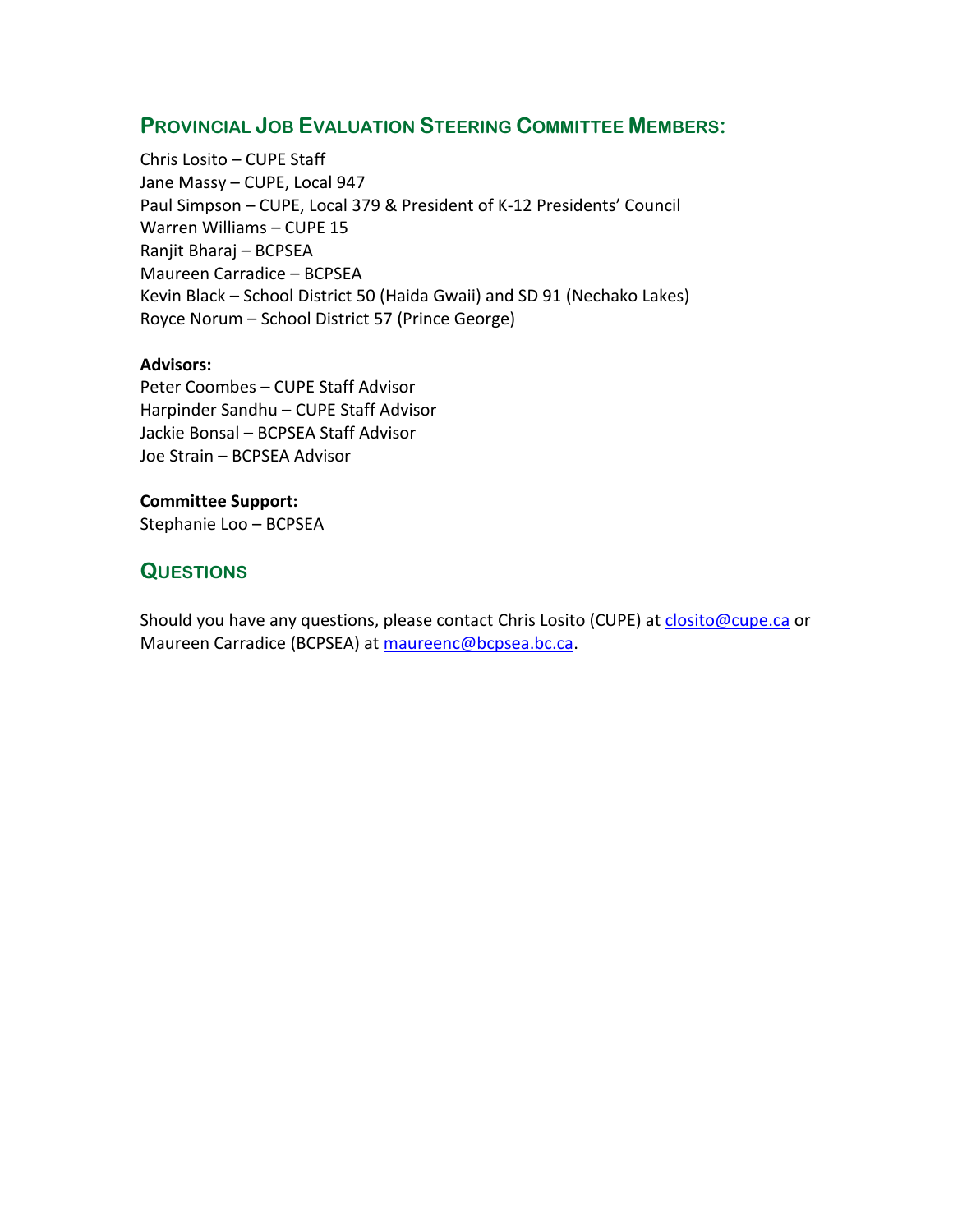## Provincial Job Evaluation Steering Committee Members:

Chris Losito – CUPE Staff
Jane Massy – CUPE, Local 947
Paul Simpson – CUPE, Local 379 & President of K-12 Presidents' Council
Warren Williams – CUPE 15
Ranjit Bharaj – BCPSEA
Maureen Carradice – BCPSEA
Kevin Black – School District 50 (Haida Gwaii) and SD 91 (Nechako Lakes)
Royce Norum – School District 57 (Prince George)

**Advisors:**
Peter Coombes – CUPE Staff Advisor
Harpinder Sandhu – CUPE Staff Advisor
Jackie Bonsal – BCPSEA Staff Advisor
Joe Strain – BCPSEA Advisor

**Committee Support:**
Stephanie Loo – BCPSEA

## Questions

Should you have any questions, please contact Chris Losito (CUPE) at closito@cupe.ca or Maureen Carradice (BCPSEA) at maureenc@bcpsea.bc.ca.